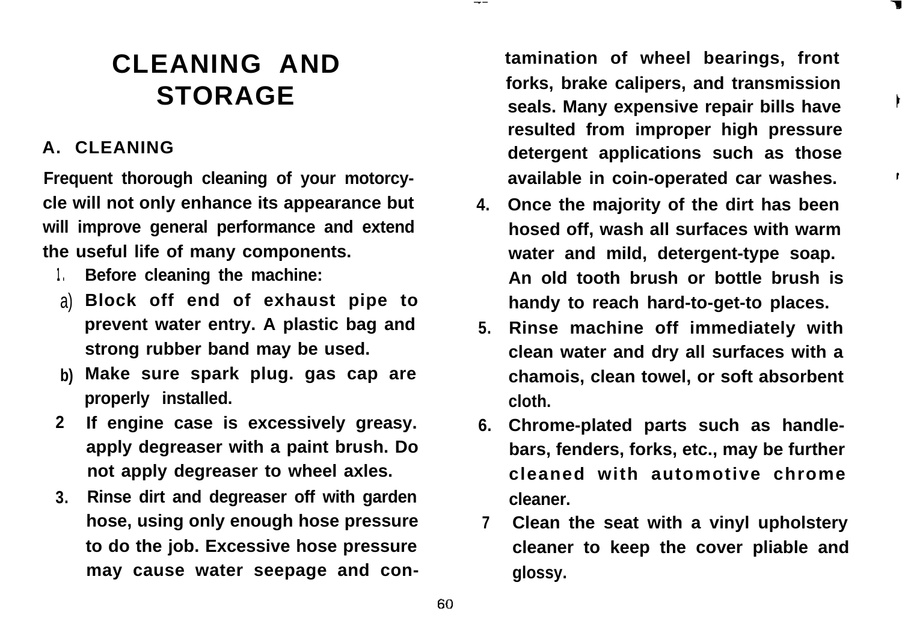# CLEANING AND STORAGE

## A. CLEANING

Frequent thorough cleaning of your motorcycle will not only enhance its appearance but will improve general performance and extend the useful life of many components.

1. Before cleaning the machine:
   a) Block off end of exhaust pipe to prevent water entry. A plastic bag and strong rubber band may be used.
   b) Make sure spark plug. gas cap are properly installed.
2. If engine case is excessively greasy. apply degreaser with a paint brush. Do not apply degreaser to wheel axles.
3. Rinse dirt and degreaser off with garden hose, using only enough hose pressure to do the job. Excessive hose pressure may cause water seepage and contamination of wheel bearings, front forks, brake calipers, and transmission seals. Many expensive repair bills have resulted from improper high pressure detergent applications such as those available in coin-operated car washes.
4. Once the majority of the dirt has been hosed off, wash all surfaces with warm water and mild, detergent-type soap. An old tooth brush or bottle brush is handy to reach hard-to-get-to places.
5. Rinse machine off immediately with clean water and dry all surfaces with a chamois, clean towel, or soft absorbent cloth.
6. Chrome-plated parts such as handlebars, fenders, forks, etc., may be further cleaned with automotive chrome cleaner.
7. Clean the seat with a vinyl upholstery cleaner to keep the cover pliable and glossy.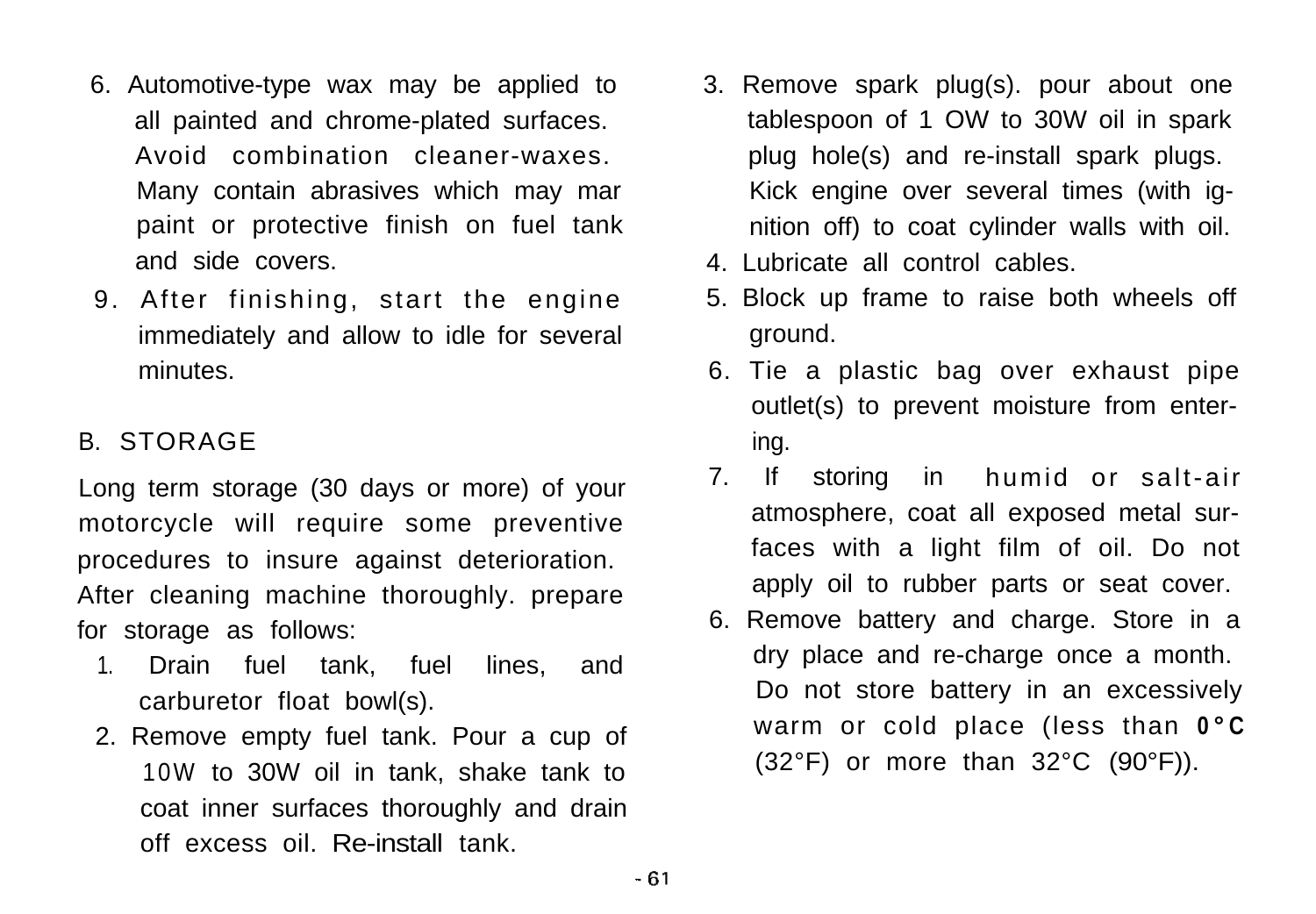6. Automotive-type wax may be applied to all painted and chrome-plated surfaces. Avoid combination cleaner-waxes. Many contain abrasives which may mar paint or protective finish on fuel tank and side covers.

9. After finishing, start the engine immediately and allow to idle for several minutes.

B. STORAGE

Long term storage (30 days or more) of your motorcycle will require some preventive procedures to insure against deterioration. After cleaning machine thoroughly. prepare for storage as follows:

1. Drain fuel tank, fuel lines, and carburetor float bowl(s).
2. Remove empty fuel tank. Pour a cup of 10W to 30W oil in tank, shake tank to coat inner surfaces thoroughly and drain off excess oil. Re-install tank.
3. Remove spark plug(s). pour about one tablespoon of 1 OW to 30W oil in spark plug hole(s) and re-install spark plugs. Kick engine over several times (with ignition off) to coat cylinder walls with oil.
4. Lubricate all control cables.
5. Block up frame to raise both wheels off ground.
6. Tie a plastic bag over exhaust pipe outlet(s) to prevent moisture from entering.
7. If storing in humid or salt-air atmosphere, coat all exposed metal surfaces with a light film of oil. Do not apply oil to rubber parts or seat cover.
6. Remove battery and charge. Store in a dry place and re-charge once a month. Do not store battery in an excessively warm or cold place (less than **0°C** (32°F) or more than 32°C (90°F)).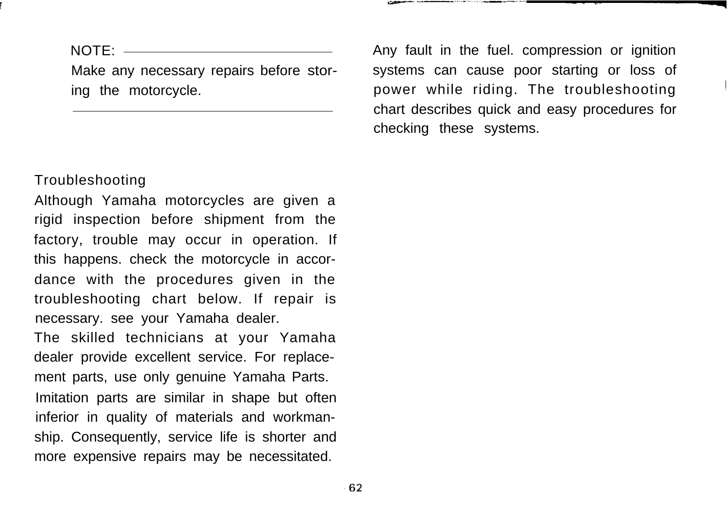NOTE:

Make any necessary repairs before storing the motorcycle.

## Troubleshooting

Although Yamaha motorcycles are given a rigid inspection before shipment from the factory, trouble may occur in operation. If this happens. check the motorcycle in accordance with the procedures given in the troubleshooting chart below. If repair is necessary. see your Yamaha dealer.

The skilled technicians at your Yamaha dealer provide excellent service. For replacement parts, use only genuine Yamaha Parts. Imitation parts are similar in shape but often inferior in quality of materials and workmanship. Consequently, service life is shorter and more expensive repairs may be necessitated.

Any fault in the fuel. compression or ignition systems can cause poor starting or loss of power while riding. The troubleshooting chart describes quick and easy procedures for checking these systems.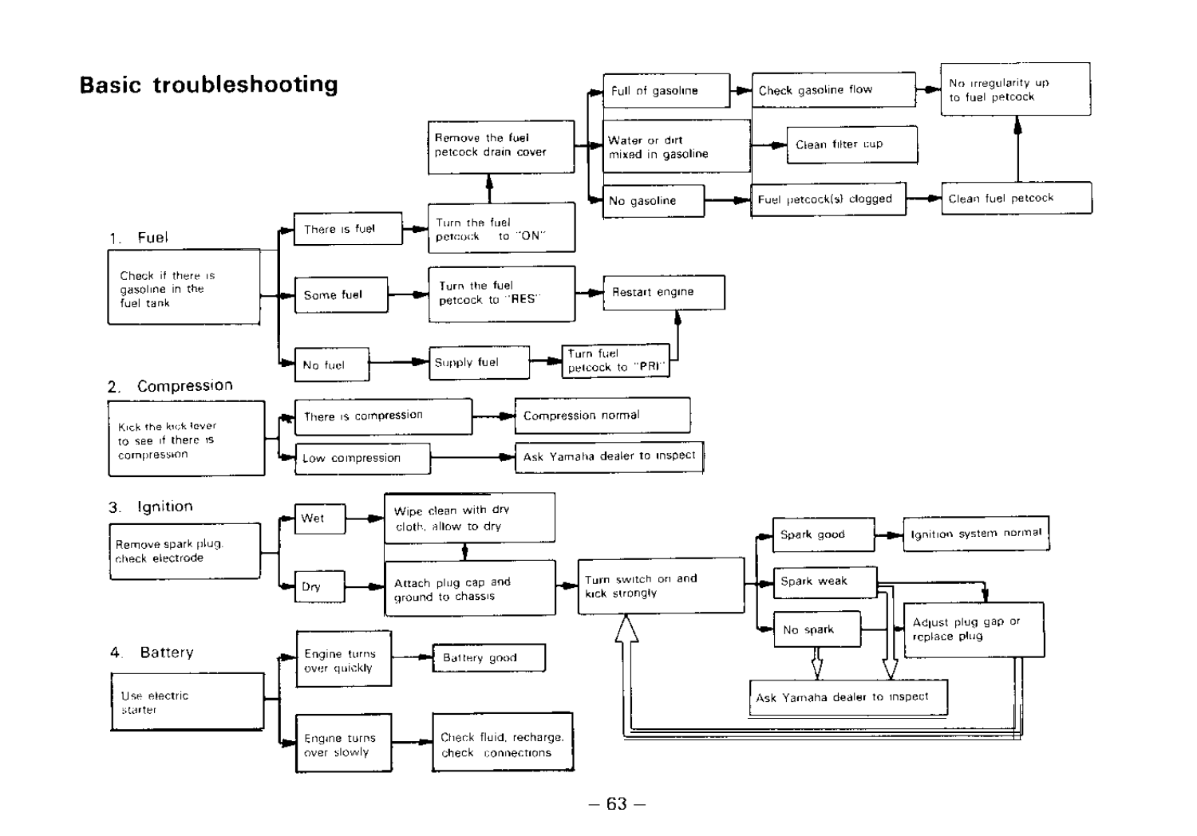## Basic troubleshooting

1. Fuel

Check if there is gasoline in the fuel tank

There is fuel

Turn the fuel petcock to "ON"

Remove the fuel petcock drain cover

Full of gasoline

Check gasoline flow

No irregularity up to fuel petcock

Water or dirt mixed in gasoline

Clean filter cup

No gasoline

Fuel petcock(s) clogged

Clean fuel petcock

Some fuel

Turn the fuel petcock to "RES"

Restart engine

No fuel

Supply fuel

Turn fuel petcock to "PRI"

2. Compression

Kick the kick lever to see if there is compression

There is compression

Compression normal

Low compression

Ask Yamaha dealer to inspect

3. Ignition

Remove spark plug, check electrode

Wet

Wipe clean with dry cloth, allow to dry

Dry

Attach plug cap and ground to chassis

Turn switch on and kick strongly

Spark good

Ignition system normal

Spark weak

No spark

Adjust plug gap or replace plug

Ask Yamaha dealer to inspect

4. Battery

Use electric starter

Engine turns over quickly

Battery good

Engine turns over slowly

Check fluid, recharge, check connections